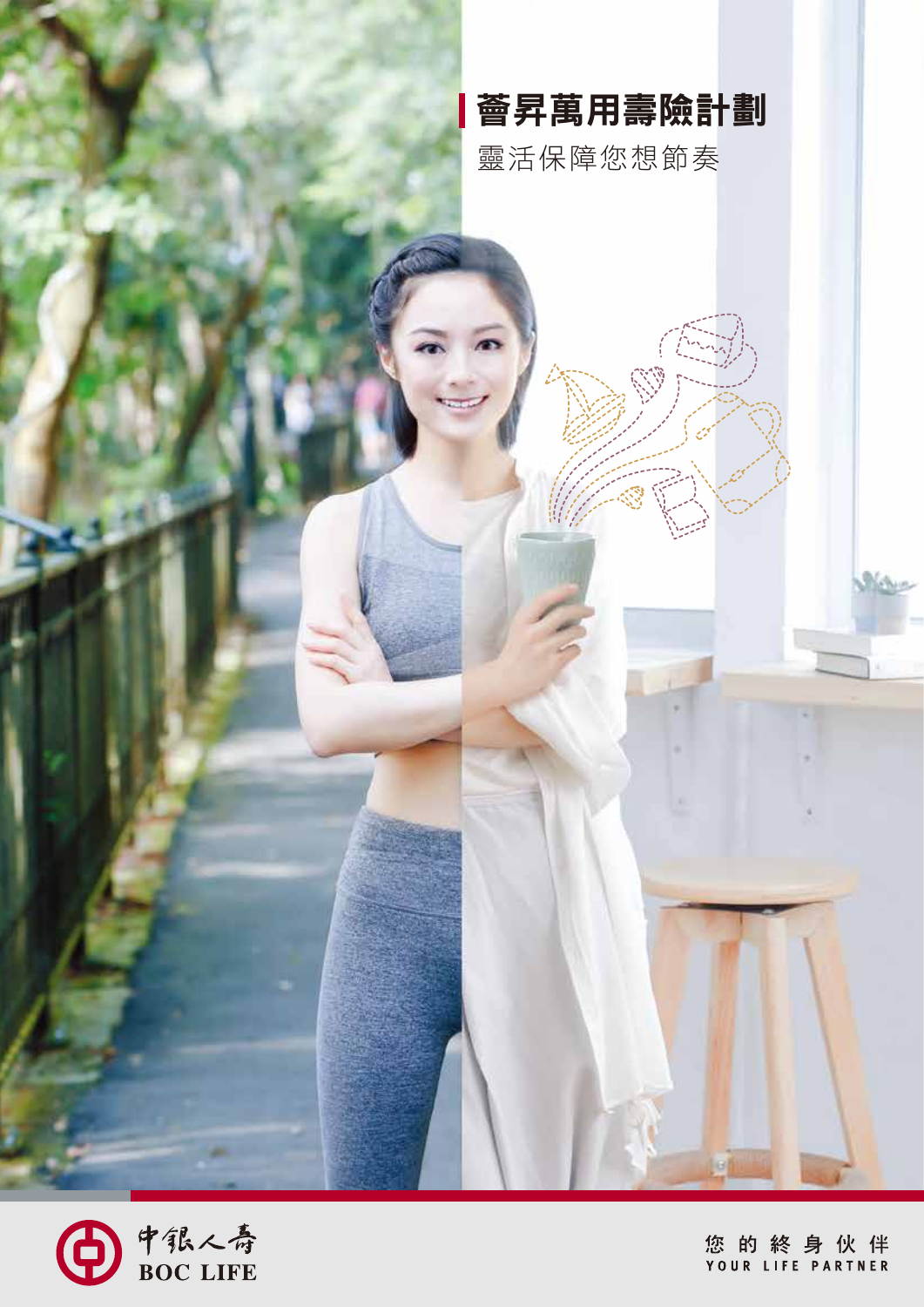# 薈昇萬用壽險計劃

靈活保障您想節奏

中銀人壽

BOC LIFE

您的終身伙伴

YOUR LIFE PARTNER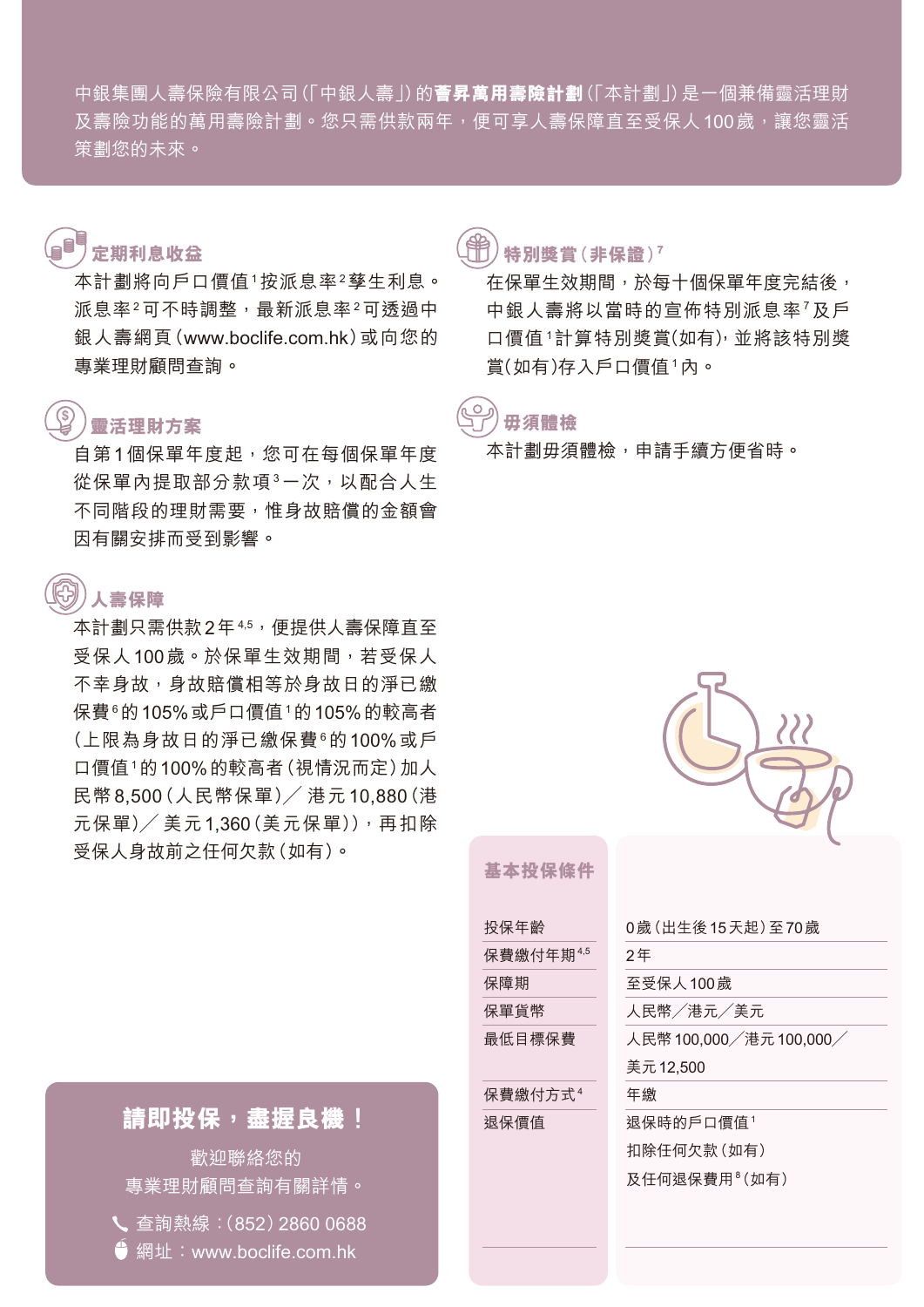中銀集團人壽保險有限公司(「中銀人壽」)的**晉昇萬用壽險計劃**(「本計劃」)是一個兼備靈活理財及壽險功能的萬用壽險計劃。您只需供款兩年,便可享人壽保障直至受保人100歲,讓您靈活策劃您的未來。

### 定期利息收益

本計劃將向戶口價值[1]按派息率[2]孳生利息。派息率[2]可不時調整,最新派息率[2]可透過中銀人壽網頁(www.boclife.com.hk)或向您的專業理財顧問查詢。

### 靈活理財方案

自第1個保單年度起,您可在每個保單年度從保單內提取部分款項[3]一次,以配合人生不同階段的理財需要,惟身故賠償的金額會因有關安排而受到影響。

### 人壽保障

本計劃只需供款2年[4,5],便提供人壽保障直至受保人100歲。於保單生效期間,若受保人不幸身故,身故賠償相等於身故日的淨已繳保費[6]的105%或戶口價值[1]的105%的較高者(上限為身故日的淨已繳保費[6]的100%或戶口價值[1]的100%的較高者(視情況而定)加人民幣8,500(人民幣保單)╱ 港元10,880(港元保單)╱ 美元1,360(美元保單)),再扣除受保人身故前之任何欠款(如有)。

### 特別獎賞(非保證)[7]

在保單生效期間,於每十個保單年度完結後,中銀人壽將以當時的宣佈特別派息率[7]及戶口價值[1]計算特別獎賞(如有),並將該特別獎賞(如有)存入戶口價值[1]內。

### 毋須體檢

本計劃毋須體檢,申請手續方便省時。

### 基本投保條件

| | |
|---|---|
| 投保年齡 | 0歲(出生後15天起)至70歲 |
| 保費繳付年期[4,5] | 2年 |
| 保障期 | 至受保人100歲 |
| 保單貨幣 | 人民幣╱港元╱美元 |
| 最低目標保費 | 人民幣100,000╱港元100,000╱美元12,500 |
| 保費繳付方式[4] | 年繳 |
| 退保價值 | 退保時的戶口價值[1]扣除任何欠款(如有)及任何退保費用[8](如有) |

**請即投保,盡握良機!**

歡迎聯絡您的專業理財顧問查詢有關詳情。

查詢熱線:(852) 2860 0688

網址:www.boclife.com.hk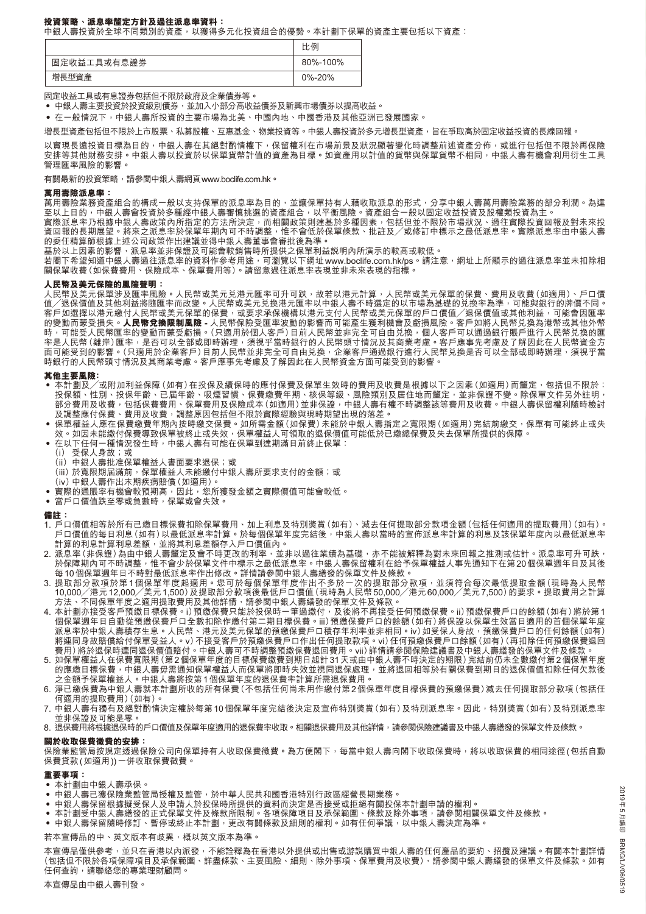### 投資策略、派息率釐定方針及過往派息率資料：

中銀人壽投資於全球不同類別的資產，以獲得多元化投資組合的優勢。本計劃下保單的資產主要包括以下資產：

| | 比例 |
|---|---|
| 固定收益工具或有息證券 | 80%-100% |
| 增長型資產 | 0%-20% |

固定收益工具或有息證券包括但不限於政府及企業債券等。

- 中銀人壽主要投資於投資級別債券，並加入小部分高收益債券及新興市場債券以提高收益。
- 在一般情況下，中銀人壽所投資的主要市場為北美、中國內地、中國香港及其他亞洲已發展國家。

增長型資產包括但不限於上市股票、私募股權、互惠基金、物業投資等。中銀人壽投資於多元增長型資產，旨在爭取高於固定收益投資的長線回報。

以實現長遠投資目標為目的，中銀人壽在其絕對酌情權下，保留權利在市場前景及狀況顯著變化時調整前述資產分佈，或進行包括但不限於再保險安排等其他財務安排。中銀人壽以投資於以保單貨幣計值的資產為目標。如資產用以計值的貨幣與保單貨幣不相同，中銀人壽有機會利用衍生工具管理匯率風險的影響。

有關最新的投資策略，請參閱中銀人壽網頁www.boclife.com.hk。

### 萬用壽險派息率：

萬用壽險業務資產組合的構成一般以支持保單的派息率為目的，並讓保單持有人藉收取派息的形式，分享中銀人壽萬用壽險業務的部分利潤。為達至以上目的，中銀人壽會投資於多種經中銀人壽審慎挑選的資產組合，以平衡風險。資產組合一般以固定收益投資及股權類投資為主。

實際派息率乃根據中銀人壽政策內所指定的方法所決定，而相關政策則建基於多種因素，包括但不限於市場狀況、過往實際投資回報及對未來投資回報的長期展望。將來之派息率於保單年期內可不時調整，惟不會低於保單條款、批註及／或修訂中標示之最低派息率。實際派息率由中銀人壽的委任精算師根據上述公司政策作出建議並得中銀人壽董事會審批後為準。

基於以上因素的影響，派息率並非保證及可能會較銷售時所提供之保單利益說明內所演示的較高或較低。

若閣下希望知道中銀人壽過往派息率的資料作參考用途，可瀏覽以下網址www.boclife.com.hk/ps。請注意，網址上所顯示的過往派息率並未扣除相關保單收費(如保費費用、保險成本、保單費用等)。請留意過往派息率表現並非未來表現的指標。

### 人民幣及美元保險的風險聲明：

人民幣及美元保單涉及匯率風險。人民幣或美元兑港元匯率可升可跌，故若以港元計算，人民幣或美元保單的保費、費用及收費(如適用)、戶口價值／退保價值及其他利益將隨匯率而改變。人民幣及美元兑換港元匯率以中銀人壽不時選定的以市場為基礎的兑換率為準，可能與銀行的牌價不同。客戶如選擇以港元繳付人民幣或美元保單的保費，或要求承保機構以港元支付人民幣或美元保單的戶口價值／退保價值或其他利益，可能會因匯率的變動而蒙受損失。**人民幣兌換限制風險 -** 人民幣保險受匯率波動的影響而可能產生獲利機會及虧損風險。客戶如將人民幣兑換為港幣或其他外幣時，可能受人民幣匯率的變動而蒙受虧損。(只適用於個人客戶)目前人民幣並非完全可自由兑換，個人客戶可以通過銀行賬戶進行人民幣兑換的匯率是人民幣(離岸)匯率，是否可以全部或即時辦理，須視乎當時銀行的人民幣頭寸情況及其商業考慮。客戶應事先考慮及了解因此在人民幣資金方面可能受到的影響。(只適用於企業客戶)目前人民幣並非完全可自由兑換，企業客戶通過銀行進行人民幣兑換是否可以全部或即時辦理，須視乎當時銀行的人民幣頭寸情況及其商業考慮。客戶應事先考慮及了解因此在人民幣資金方面可能受到的影響。

### 其他主要風險：

- 本計劃及／或附加利益保障(如有)在投保及續保時的應付保費及保單生效時的費用及收費是根據以下之因素(如適用)而釐定，包括但不限於：投保額、性別、投保年齡、已屆年齡、吸煙習慣、保費繳費年期、核保等級、風險類別及居住地而釐定，並非保證不變。除保單文件另外註明，部分費用及收費，包括保費費用、保單費用及保險成本(如適用)並非保證，中銀人壽有權不時調整該等費用及收費。中銀人壽保留權利隨時檢討及調整應付保費、費用及收費，調整原因包括但不限於實際經驗與現時期望出現的落差。
- 保單權益人應在保費繳費年期內按時繳交保費。如所需金額(如保費)未能於中銀人壽指定之寬限期(如適用)完結前繳交，保單有可能終止或失效。如因未能繳付保費導致保單被終止或失效，保單權益人可領取的退保價值可能低於已繳總保費及失去保單所提供的保障。
- 在以下任何一種情況發生時，中銀人壽有可能在保單到達期滿日前終止保單：
  - (i) 受保人身故；或
  - (ii) 中銀人壽批准保單權益人書面要求退保；或
  - (iii) 於寬限期屆滿前，保單權益人未能繳付中銀人壽所要求支付的金額；或
  - (iv) 中銀人壽作出末期疾病賠償(如適用)。
- 實際的通脹率有機會較預期高，因此，您所獲發金額之實際價值可能會較低。
- 當戶口價值跌至零或負數時，保單或會失效。

### 備註：

1. 戶口價值相等於所有已繳目標保費扣除保單費用、加上利息及特別獎賞(如有)、減去任何提取部分款項金額(包括任何適用的提取費用)(如有)。戶口價值的每日利息(如有)以最低派息率計算。於每個保單年度完結後，中銀人壽以當時的宣佈派息率計算的利息及該保單年度內以最低派息率計算的利息計算利息差額，並將其利息差額存入戶口價值內。
2. 派息率(非保證)為由中銀人壽釐定及會不時更改的利率，並非以過往業績為基礎，亦不能被解釋為對未來回報之推測或估計。派息率可升可跌，於保單期內可不時調整，惟不會少於保單文件中標示之最低派息率。中銀人壽保留權利在給予保單權益人事先通知下在第20個保單週年日及其後每10個保單週年日不時對最低派息率作出修改。詳情請參閱中銀人壽發的保單文件及條款。
3. 提取部分款項於第1個保單年度起適用。您可於每個保單年度作出不多於一次的提取部分款項，並須符合每次最低提取金額(現時為人民幣10,000／港元12,000／美元1,500)及提取部分款項後最低戶口價值(現時為人民幣50,000／港元60,000／美元7,500)的要求。提取費用之計算方法、不同保單年度之適用提取費用及其他詳情，請參閱中銀人壽繕發的保單文件及條款。
4. 本計劃亦接受客戶預繳目標保費。i) 預繳保費只能於投保時一筆過繳付，及後將不再接受任何預繳保費。ii) 預繳保費戶口的餘額(如有)將於第1個保單週年日自動從預繳保費戶口全數扣除作繳付第二期目標保費。iii) 預繳保費戶口的餘額(如有)將保證以保單生效當日適用的首個保單年度派息率於中銀人壽積存生息。人民幣、港元及美元保單的預繳保費戶口積存年利率並非相同。iv) 如受保人身故，預繳保費戶口的任何餘額(如有)將連同身故賠償給付保單受益人。v) 不接受客戶於預繳保費戶口作出任何提取款項。vi) 任何預繳保費戶口餘額(如有)(再扣除任何預繳保費退回費用)將於退保時連同退保價值賠付。中銀人壽可不時調整預繳保費退回費用。vii) 詳情請參閱保險建議書及中銀人壽繕發的保單文件及條款。
5. 如保單權益人在保費寬限期(第2個保單年度的目標保費繳費到期日起計31天或由中銀人壽不時決定的期限)完結前仍未全數繳付第2個保單年度的應繳目標保費，中銀人壽毋需通知保單權益人而保單將即時失效並視同退保處理，並將退回相等於有關保費到期日的退保價值扣除任何欠款後之金額予保單權益人。中銀人壽將按第1個保單年度的退保費率計算所需退保費用。
6. 淨已繳保費為中銀人壽就本計劃所收的所有保費(不包括任何尚未用作繳付第2個保單年度目標保費的預繳保費)減去任何提取部分款項(包括任何適用的提取費用)(如有)。
7. 中銀人壽有獨有及絕對酌情決定權於每第10個保單年度完結後決定及宣佈特別獎賞(如有)及特別派息率。因此，特別獎賞(如有)及特別派息率並非保證及可能是零。
8. 退保費用將根據退保時的戶口價值及保單年度適用的退保費率收取。相關退保費用及其他詳情，請參閱保險建議書及中銀人壽繕發的保單文件及條款。

### 關於收取保費徵費的安排：

保險業監管局按規定透過保險公司向保單持有人收取保費徵費。為方便閣下，每當中銀人壽向閣下收取保費時，將以收取保費的相同途徑(包括自動保費貸款(如適用))一併收取保費徵費。

### 重要事項：

- 本計劃由中銀人壽承保。
- 中銀人壽已獲保險業監管局授權及監管，於中華人民共和國香港特別行政區經營長期業務。
- 中銀人壽保留根據擬受保人及申請人於投保時所提供的資料而決定是否接受或拒絕有關投保本計劃申請的權利。
- 本計劃受中銀人壽繕發的正式保單文件及條款所限制。各項保障項目及承保範圍、條款及除外事項，請參閱相關保單文件及條款。
- 中銀人壽保留隨時修訂、暫停或終止本計劃，更改有關條款及細則的權利。如有任何爭議，以中銀人壽決定為準。

若本宣傳品的中、英文版本有歧異，概以英文版本為準。

本宣傳品僅供參考，並只在香港以內派發，不能詮釋為在香港以外提供或出售或游説購買中銀人壽的任何產品的要約、招攬及建議。有關本計劃詳情(包括但不限於各項保障項目及承保範圍、詳盡條款、主要風險、細則、除外事項、保單費用及收費)，請參閱中銀人壽繕發的保單文件及條款。如有任何查詢，請聯絡您的專業理財顧問。

本宣傳品由中銀人壽刊發。

2019年5月編印 BRMGLV060519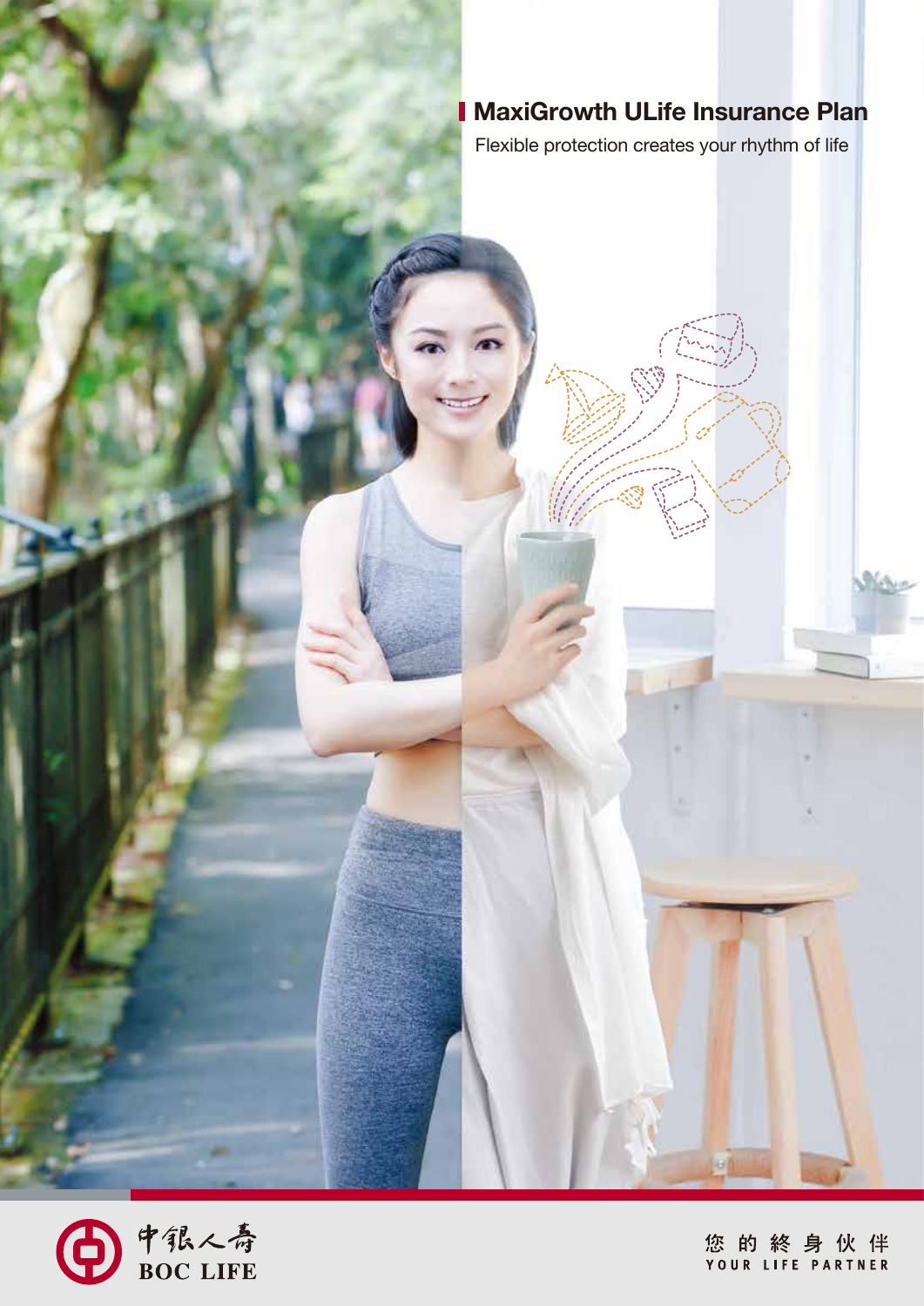# MaxiGrowth ULife Insurance Plan

Flexible protection creates your rhythm of life

中銀人壽
BOC LIFE

您的終身伙伴
YOUR LIFE PARTNER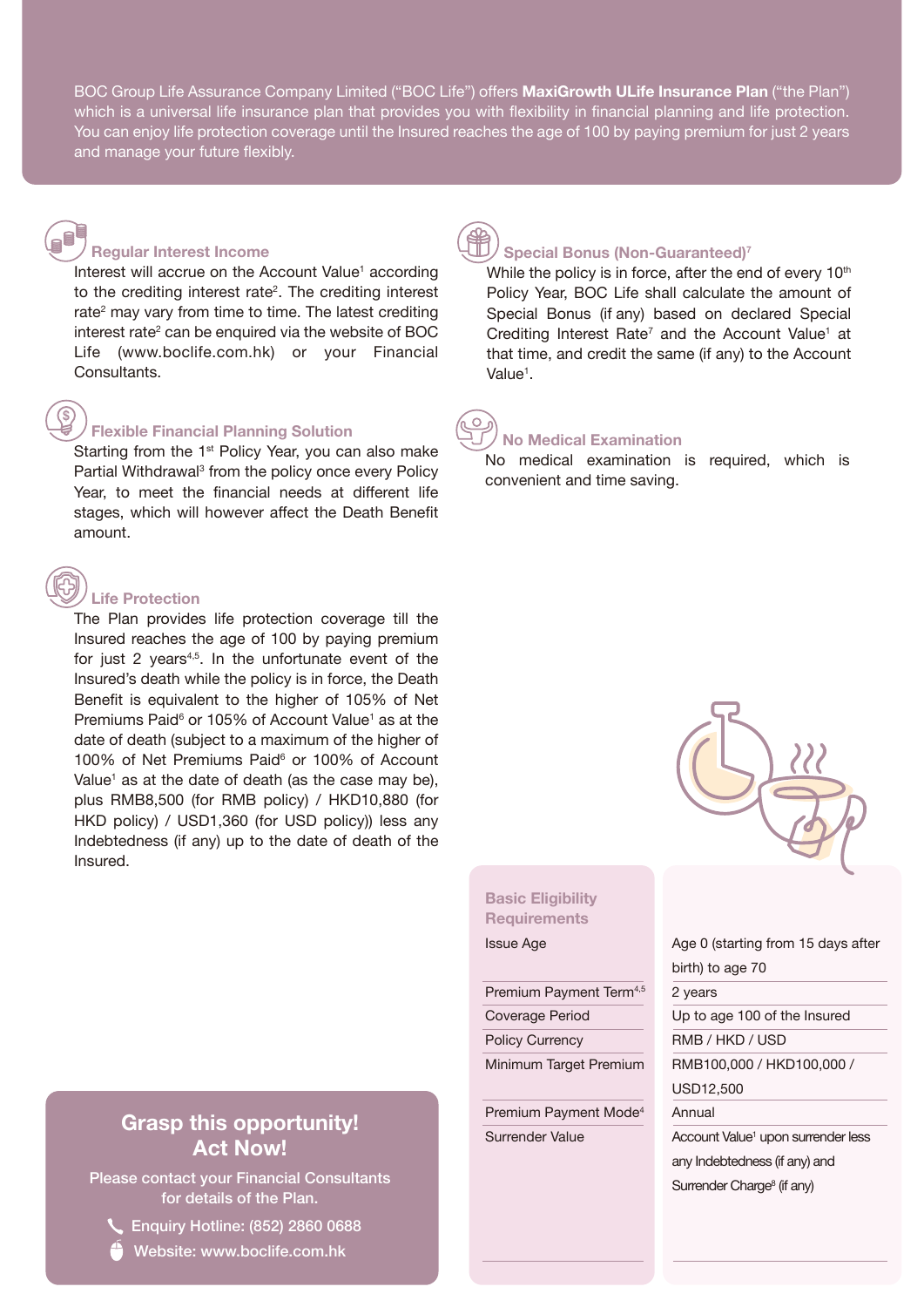BOC Group Life Assurance Company Limited ("BOC Life") offers **MaxiGrowth ULife Insurance Plan** ("the Plan") which is a universal life insurance plan that provides you with flexibility in financial planning and life protection. You can enjoy life protection coverage until the Insured reaches the age of 100 by paying premium for just 2 years and manage your future flexibly.

### Regular Interest Income

Interest will accrue on the Account Value[1] according to the crediting interest rate[2]. The crediting interest rate[2] may vary from time to time. The latest crediting interest rate[2] can be enquired via the website of BOC Life (www.boclife.com.hk) or your Financial Consultants.

### Flexible Financial Planning Solution

Starting from the 1st Policy Year, you can also make Partial Withdrawal[3] from the policy once every Policy Year, to meet the financial needs at different life stages, which will however affect the Death Benefit amount.

### Life Protection

The Plan provides life protection coverage till the Insured reaches the age of 100 by paying premium for just 2 years[4,5]. In the unfortunate event of the Insured's death while the policy is in force, the Death Benefit is equivalent to the higher of 105% of Net Premiums Paid[6] or 105% of Account Value[1] as at the date of death (subject to a maximum of the higher of 100% of Net Premiums Paid[6] or 100% of Account Value[1] as at the date of death (as the case may be), plus RMB8,500 (for RMB policy) / HKD10,880 (for HKD policy) / USD1,360 (for USD policy)) less any Indebtedness (if any) up to the date of death of the Insured.

### Special Bonus (Non-Guaranteed)[7]

While the policy is in force, after the end of every 10th Policy Year, BOC Life shall calculate the amount of Special Bonus (if any) based on declared Special Crediting Interest Rate[7] and the Account Value[1] at that time, and credit the same (if any) to the Account Value[1].

### No Medical Examination

No medical examination is required, which is convenient and time saving.

## Basic Eligibility Requirements

| | |
|---|---|
| Issue Age | Age 0 (starting from 15 days after birth) to age 70 |
| Premium Payment Term[4,5] | 2 years |
| Coverage Period | Up to age 100 of the Insured |
| Policy Currency | RMB / HKD / USD |
| Minimum Target Premium | RMB100,000 / HKD100,000 / USD12,500 |
| Premium Payment Mode[4] | Annual |
| Surrender Value | Account Value[1] upon surrender less any Indebtedness (if any) and Surrender Charge[8] (if any) |

## Grasp this opportunity! Act Now!

Please contact your Financial Consultants for details of the Plan.

Enquiry Hotline: (852) 2860 0688

Website: www.boclife.com.hk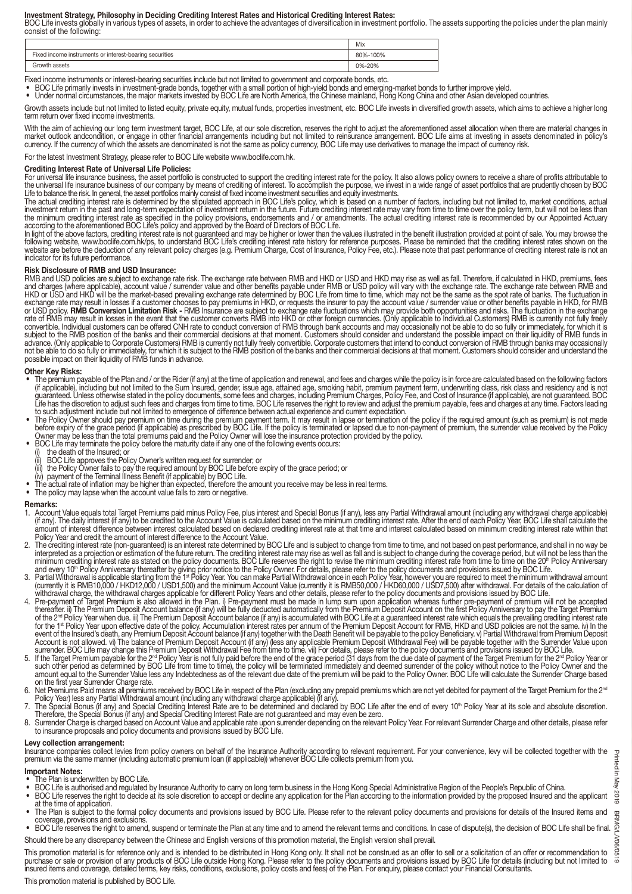## Investment Strategy, Philosophy in Deciding Crediting Interest Rates and Historical Crediting Interest Rates:

BOC Life invests globally in various types of assets, in order to achieve the advantages of diversification in investment portfolio. The assets supporting the policies under the plan mainly consist of the following:

| | Mix |
|---|---|
| Fixed income instruments or interest-bearing securities | 80%-100% |
| Growth assets | 0%-20% |

Fixed income instruments or interest-bearing securities include but not limited to government and corporate bonds, etc.

- BOC Life primarily invests in investment-grade bonds, together with a small portion of high-yield bonds and emerging-market bonds to further improve yield.
- Under normal circumstances, the major markets invested by BOC Life are North America, the Chinese mainland, Hong Kong China and other Asian developed countries.

Growth assets include but not limited to listed equity, private equity, mutual funds, properties investment, etc. BOC Life invests in diversified growth assets, which aims to achieve a higher long term return over fixed income investments.

With the aim of achieving our long term investment target, BOC Life, at our sole discretion, reserves the right to adjust the aforementioned asset allocation when there are material changes in market outlook andcondition, or engage in other financial arrangements including but not limited to reinsurance arrangement. BOC Life aims at investing in assets denominated in policy's currency. If the currency of which the assets are denominated is not the same as policy currency, BOC Life may use derivatives to manage the impact of currency risk.

For the latest Investment Strategy, please refer to BOC Life website www.boclife.com.hk.

## Crediting Interest Rate of Universal Life Policies:

For universal life insurance business, the asset portfolio is constructed to support the crediting interest rate for the policy. It also allows policy owners to receive a share of profits attributable to the universal life insurance business of our company by means of crediting of interest. To accomplish the purpose, we invest in a wide range of asset portfolios that are prudently chosen by BOC Life to balance the risk. In general, the asset portfolios mainly consist of fixed income investment securities and equity investments.

The actual crediting interest rate is determined by the stipulated approach in BOC Life's policy, which is based on a number of factors, including but not limited to, market conditions, actual investment return in the past and long-term expectation of investment return in the future. Future crediting interest rate may vary from time to time over the policy term, but will not be less than the minimum crediting interest rate as specified in the policy provisions, endorsements and / or amendments. The actual crediting interest rate is recommended by our Appointed Actuary according to the aforementioned BOC Life's policy and approved by the Board of Directors of BOC Life.

In light of the above factors, crediting interest rate is not guaranteed and may be higher or lower than the values illustrated in the benefit illustration provided at point of sale. You may browse the following website, www.boclife.com.hk/ps, to understand BOC Life's crediting interest rate history for reference purposes. Please be reminded that the crediting interest rates shown on the website are before the deduction of any relevant policy charges (e.g. Premium Charge, Cost of Insurance, Policy Fee, etc.). Please note that past performance of crediting interest rate is not an indicator for its future performance.

## Risk Disclosure of RMB and USD Insurance:

RMB and USD policies are subject to exchange rate risk. The exchange rate between RMB and HKD or USD and HKD may rise as well as fall. Therefore, if calculated in HKD, premiums, fees and charges (where applicable), account value / surrender value and other benefits payable under RMB or USD policy will vary with the exchange rate. The exchange rate between RMB and HKD or USD and HKD will be the market-based prevailing exchange rate determined by BOC Life from time to time, which may not be the same as the spot rate of banks. The fluctuation in exchange rate may result in losses if a customer chooses to pay premiums in HKD, or requests the insurer to pay the account value / surrender value or other benefits payable in HKD, for RMB or USD policy. **RMB Conversion Limitation Risk -** RMB Insurance are subject to exchange rate fluctuations which may provide both opportunities and risks. The fluctuation in the exchange rate of RMB may result in losses in the event that the customer converts RMB into HKD or other foreign currencies. (Only applicable to Individual Customers) RMB is currently not fully freely convertible. Individual customers can be offered CNH rate to conduct conversion of RMB through bank accounts and may occasionally not be able to do so fully or immediately, for which it is subject to the RMB position of the banks and their commercial decisions at that moment. Customers should consider and understand the possible impact on their liquidity of RMB funds in advance. (Only applicable to Corporate Customers) RMB is currently not fully freely convertible. Corporate customers that intend to conduct conversion of RMB through banks may occasionally not be able to do so fully or immediately, for which it is subject to the RMB position of the banks and their commercial decisions at that moment. Customers should consider and understand the possible impact on their liquidity of RMB funds in advance.

## Other Key Risks:

- The premium payable of the Plan and / or the Rider (if any) at the time of application and renewal, and fees and charges while the policy is in force are calculated based on the following factors (if applicable), including but not limited to the Sum Insured, gender, issue age, attained age, smoking habit, premium payment term, underwriting class, risk class and residency and is not guaranteed. Unless otherwise stated in the policy documents, some fees and charges, including Premium Charges, Policy Fee, and Cost of Insurance (if applicable), are not guaranteed. BOC Life has the discretion to adjust such fees and charges from time to time. BOC Life reserves the right to review and adjust the premium payable, fees and charges at any time. Factors leading to such adjustment include but not limited to emergence of difference between actual experience and current expectation.
- The Policy Owner should pay premium on time during the premium payment term. It may result in lapse or termination of the policy if the required amount (such as premium) is not made before expiry of the grace period (if applicable) as prescribed by BOC Life. If the policy is terminated or lapsed due to non-payment of premium, the surrender value received by the Policy Owner may be less than the total premiums paid and the Policy Owner will lose the insurance protection provided by the policy.
- BOC Life may terminate the policy before the maturity date if any one of the following events occurs:
  - (i) the death of the Insured; or
  - (ii) BOC Life approves the Policy Owner's written request for surrender; or
  - (iii) the Policy Owner fails to pay the required amount by BOC Life before expiry of the grace period; or
  - (iv) payment of the Terminal Illness Benefit (if applicable) by BOC Life.
- The actual rate of inflation may be higher than expected, therefore the amount you receive may be less in real terms.
- The policy may lapse when the account value falls to zero or negative.

## Remarks:

1. Account Value equals total Target Premiums paid minus Policy Fee, plus interest and Special Bonus (if any), less any Partial Withdrawal amount (including any withdrawal charge applicable) (if any). The daily interest (if any) to be credited to the Account Value is calculated based on the minimum crediting interest rate. After the end of each Policy Year, BOC Life shall calculate the amount of interest difference between interest calculated based on declared crediting interest rate at that time and interest calculated based on minimum crediting interest rate within that Policy Year and credit the amount of interest difference to the Account Value.
2. The crediting interest rate (non-guaranteed) is an interest rate determined by BOC Life and is subject to change from time to time, and not based on past performance, and shall in no way be interpreted as a projection or estimation of the future return. The crediting interest rate may rise as well as fall and is subject to change during the coverage period, but will not be less than the minimum crediting interest rate as stated on the policy documents. BOC Life reserves the right to revise the minimum crediting interest rate from time to time on the 20th Policy Anniversary and every 10th Policy Anniversary thereafter by giving prior notice to the Policy Owner. For details, please refer to the policy documents and provisions issued by BOC Life.
3. Partial Withdrawal is applicable starting from the 1st Policy Year. You can make Partial Withdrawal once in each Policy Year, however you are required to meet the minimum withdrawal amount (currently it is RMB10,000 / HKD12,000 / USD1,500) and the minimum Account Value (currently it is RMB50,000 / HKD60,000 / USD7,500) after withdrawal. For details of the calculation of withdrawal charge, the withdrawal charges applicable for different Policy Years and other details, please refer to the policy documents and provisions issued by BOC Life.
4. Pre-payment of Target Premium is also allowed in the Plan. i) Pre-payment must be made in lump sum upon application whereas further pre-payment of premium will not be accepted thereafter. ii) The Premium Deposit Account balance (if any) will be fully deducted automatically from the Premium Deposit Account on the first Policy Anniversary to pay the Target Premium of the 2nd Policy Year when due. iii) The Premium Deposit Account balance (if any) is accumulated with BOC Life at a guaranteed interest rate which equals the prevailing crediting interest rate for the 1st Policy Year upon effective date of the policy. Accumulation interest rates per annum of the Premium Deposit Account for RMB, HKD and USD policies are not the same. iv) In the event of the Insured's death, any Premium Deposit Account balance (if any) together with the Death Benefit will be payable to the policy Beneficiary. v) Partial Withdrawal from Premium Deposit Account is not allowed. vi) The balance of Premium Deposit Account (if any) (less any applicable Premium Deposit Withdrawal Fee) will be payable together with the Surrender Value upon surrender. BOC Life may change this Premium Deposit Withdrawal Fee from time to time. vii) For details, please refer to the policy documents and provisions issued by BOC Life.
5. If the Target Premium payable for the 2nd Policy Year is not fully paid before the end of the grace period (31 days from the due date of payment of the Target Premium for the 2nd Policy Year or such other period as determined by BOC Life from time to time), the policy will be terminated immediately and deemed surrender of the policy without notice to the Policy Owner and the amount equal to the Surrender Value less any Indebtedness as of the relevant due date of the premium will be paid to the Policy Owner. BOC Life will calculate the Surrender Charge based on the first year Surrender Charge rate.
6. Net Premiums Paid means all premiums received by BOC Life in respect of the Plan (excluding any prepaid premiums which are not yet debited for payment of the Target Premium for the 2nd Policy Year) less any Partial Withdrawal amount (including any withdrawal charge applicable) (if any).
7. The Special Bonus (if any) and Special Crediting Interest Rate are to be determined and declared by BOC Life after the end of every 10th Policy Year at its sole and absolute discretion. Therefore, the Special Bonus (if any) and Special Crediting Interest Rate are not guaranteed and may even be zero.
8. Surrender Charge is charged based on Account Value and applicable rate upon surrender depending on the relevant Policy Year. For relevant Surrender Charge and other details, please refer to insurance proposals and policy documents and provisions issued by BOC Life.

## Levy collection arrangement:

Insurance companies collect levies from policy owners on behalf of the Insurance Authority according to relevant requirement. For your convenience, levy will be collected together with the premium via the same manner (including automatic premium loan (if applicable)) whenever BOC Life collects premium from you.

## Important Notes:

- The Plan is underwritten by BOC Life.
- BOC Life is authorised and regulated by Insurance Authority to carry on long term business in the Hong Kong Special Administrative Region of the People's Republic of China.
- BOC Life reserves the right to decide at its sole discretion to accept or decline any application for the Plan according to the information provided by the proposed Insured and the applicant at the time of application.
- The Plan is subject to the formal policy documents and provisions issued by BOC Life. Please refer to the relevant policy documents and provisions for details of the Insured items and coverage, provisions and exclusions.
- BOC Life reserves the right to amend, suspend or terminate the Plan at any time and to amend the relevant terms and conditions. In case of dispute(s), the decision of BOC Life shall be final.

Should there be any discrepancy between the Chinese and English versions of this promotion material, the English version shall prevail.

This promotion material is for reference only and is intended to be distributed in Hong Kong only. It shall not be construed as an offer to sell or a solicitation of an offer or recommendation to purchase or sale or provision of any products of BOC Life outside Hong Kong. Please refer to the policy documents and provisions issued by BOC Life for details (including but not limited to insured items and coverage, detailed terms, key risks, conditions, exclusions, policy costs and fees) of the Plan. For enquiry, please contact your Financial Consultants.

This promotion material is published by BOC Life.

Printed in May 2019 BRMGLV06/0519